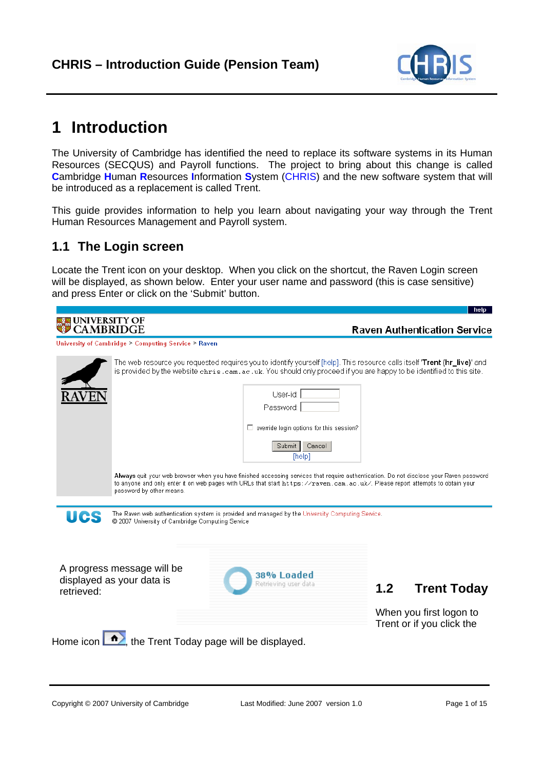# 1 Introduction

The University of Cambridge has identified the need to replace its software systems in its Human Resources (SECQUS) and Payroll functions. The project to bring about this change is called **C**ambridge **H**uman **R**esources **I**nformation **S**ystem (CHRIS) and the new software system that will be introduced as a replacement is called Trent.

This guide provides information to help you learn about navigating your way through the Trent Human Resources Management and Payroll system.

## 1.1 The Login screen

Locate the Trent icon on your desktop. When you click on the shortcut, the Raven Login screen will be displayed, as shown below. Enter your user name and password (this is case sensitive) and press Enter or click on the 'Submit' button.

help

UNIVERSITY OF CAMBRIDGE

Raven Authentication Service

University of Cambridge > Computing Service > Raven

RAVEN

The web resource you requested requires you to identify yourself [help]. This resource calls itself '**Trent (hr_live)**' and is provided by the website chris.cam.ac.uk. You should only proceed if you are happy to be identified to this site.

User-id

Password

override login options for this session?

Submit Cancel

[help]

**Always** quit your web browser when you have finished accessing services that require authentication. Do not disclose your Raven password to anyone and only enter it on web pages with URLs that start https://raven.cam.ac.uk/. Please report attempts to obtain your password by other means.

UCS

The Raven web authentication system is provided and managed by the University Computing Service.
© 2007 University of Cambridge Computing Service

A progress message will be displayed as your data is retrieved:

38% Loaded
Retrieving user data

## 1.2 Trent Today

When you first logon to Trent or if you click the Home icon, the Trent Today page will be displayed.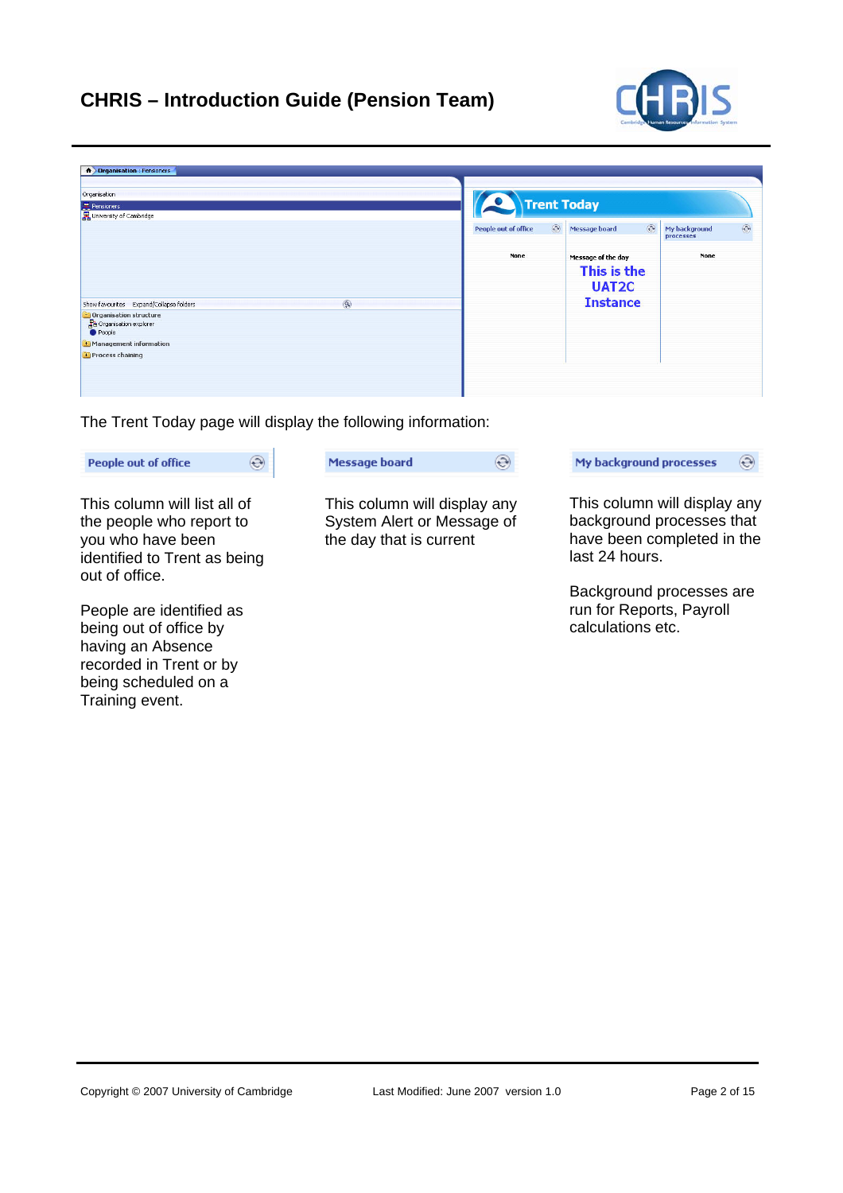The Trent Today page will display the following information:

**People out of office**

This column will list all of the people who report to you who have been identified to Trent as being out of office.

People are identified as being out of office by having an Absence recorded in Trent or by being scheduled on a Training event.

**Message board**

This column will display any System Alert or Message of the day that is current

**My background processes**

This column will display any background processes that have been completed in the last 24 hours.

Background processes are run for Reports, Payroll calculations etc.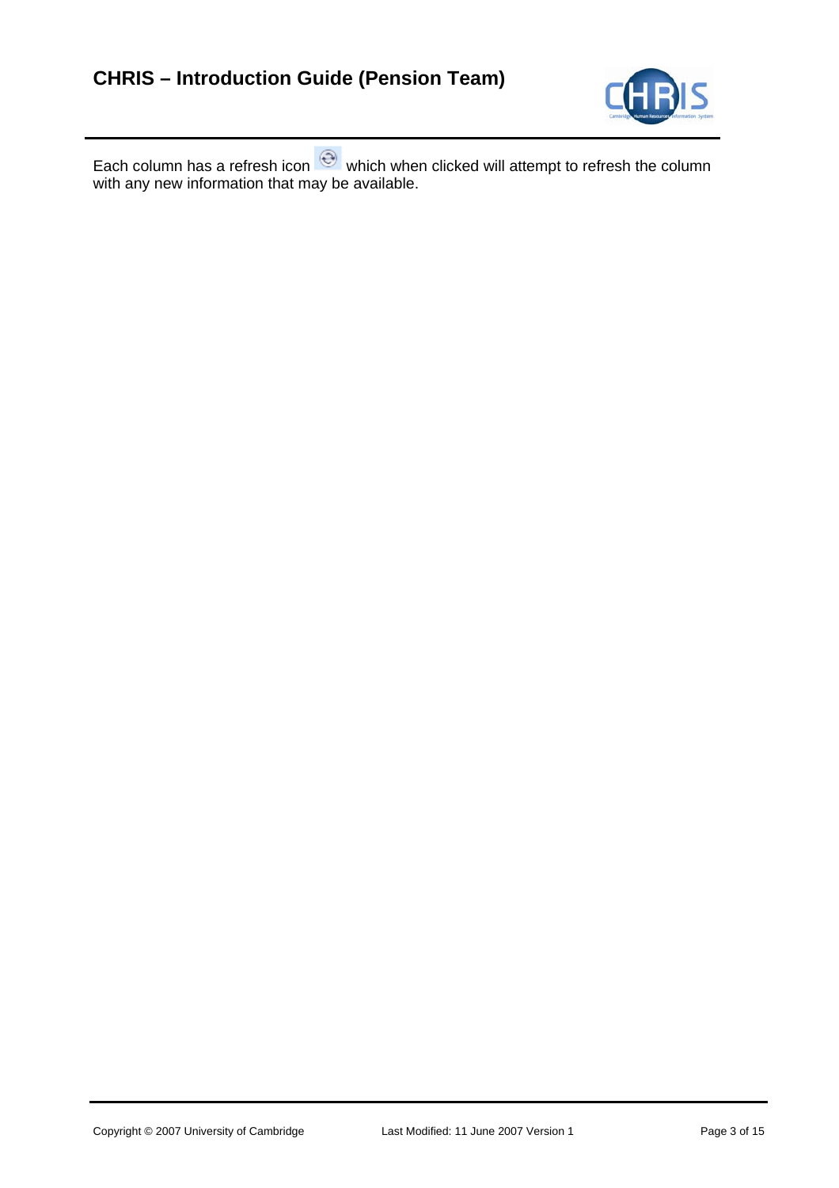Each column has a refresh icon which when clicked will attempt to refresh the column with any new information that may be available.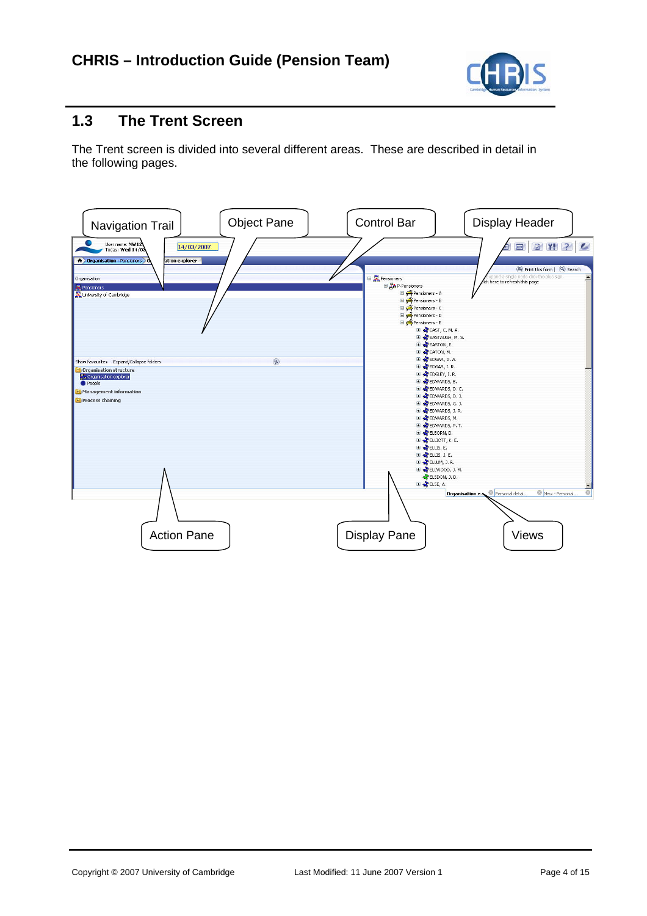## 1.3 The Trent Screen

The Trent screen is divided into several different areas. These are described in detail in the following pages.

Navigation Trail

Object Pane

Control Bar

Display Header

Action Pane

Display Pane

Views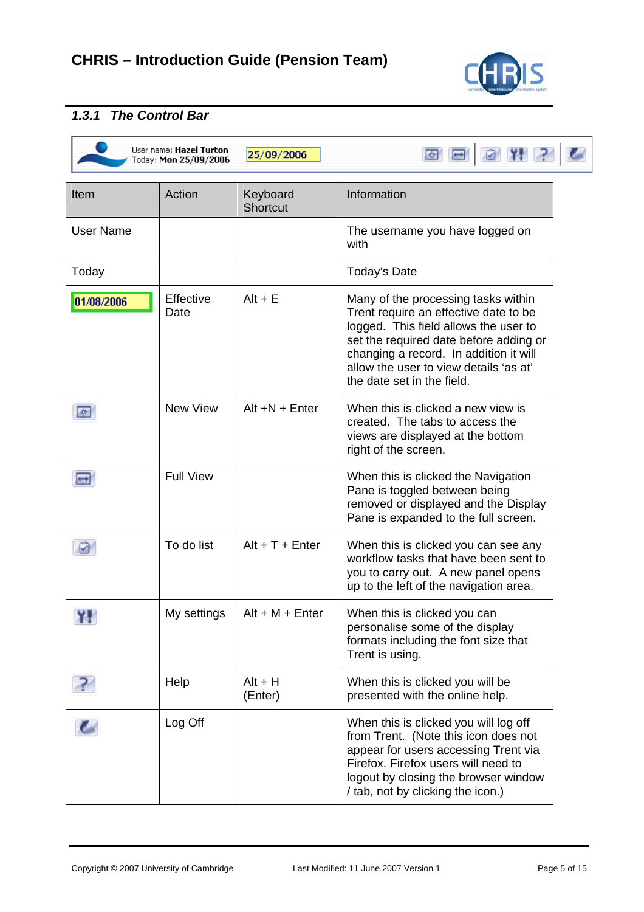## 1.3.1 The Control Bar

User name: Hazel Turton
Today: Mon 25/09/2006
25/09/2006

| Item | Action | Keyboard Shortcut | Information |
|---|---|---|---|
| User Name | | | The username you have logged on with |
| Today | | | Today's Date |
| 01/08/2006 | Effective Date | Alt + E | Many of the processing tasks within Trent require an effective date to be logged. This field allows the user to set the required date before adding or changing a record. In addition it will allow the user to view details 'as at' the date set in the field. |
| | New View | Alt +N + Enter | When this is clicked a new view is created. The tabs to access the views are displayed at the bottom right of the screen. |
| | Full View | | When this is clicked the Navigation Pane is toggled between being removed or displayed and the Display Pane is expanded to the full screen. |
| | To do list | Alt + T + Enter | When this is clicked you can see any workflow tasks that have been sent to you to carry out. A new panel opens up to the left of the navigation area. |
| | My settings | Alt + M + Enter | When this is clicked you can personalise some of the display formats including the font size that Trent is using. |
| | Help | Alt + H (Enter) | When this is clicked you will be presented with the online help. |
| | Log Off | | When this is clicked you will log off from Trent. (Note this icon does not appear for users accessing Trent via Firefox. Firefox users will need to logout by closing the browser window / tab, not by clicking the icon.) |

Copyright © 2007 University of Cambridge Last Modified: 11 June 2007 Version 1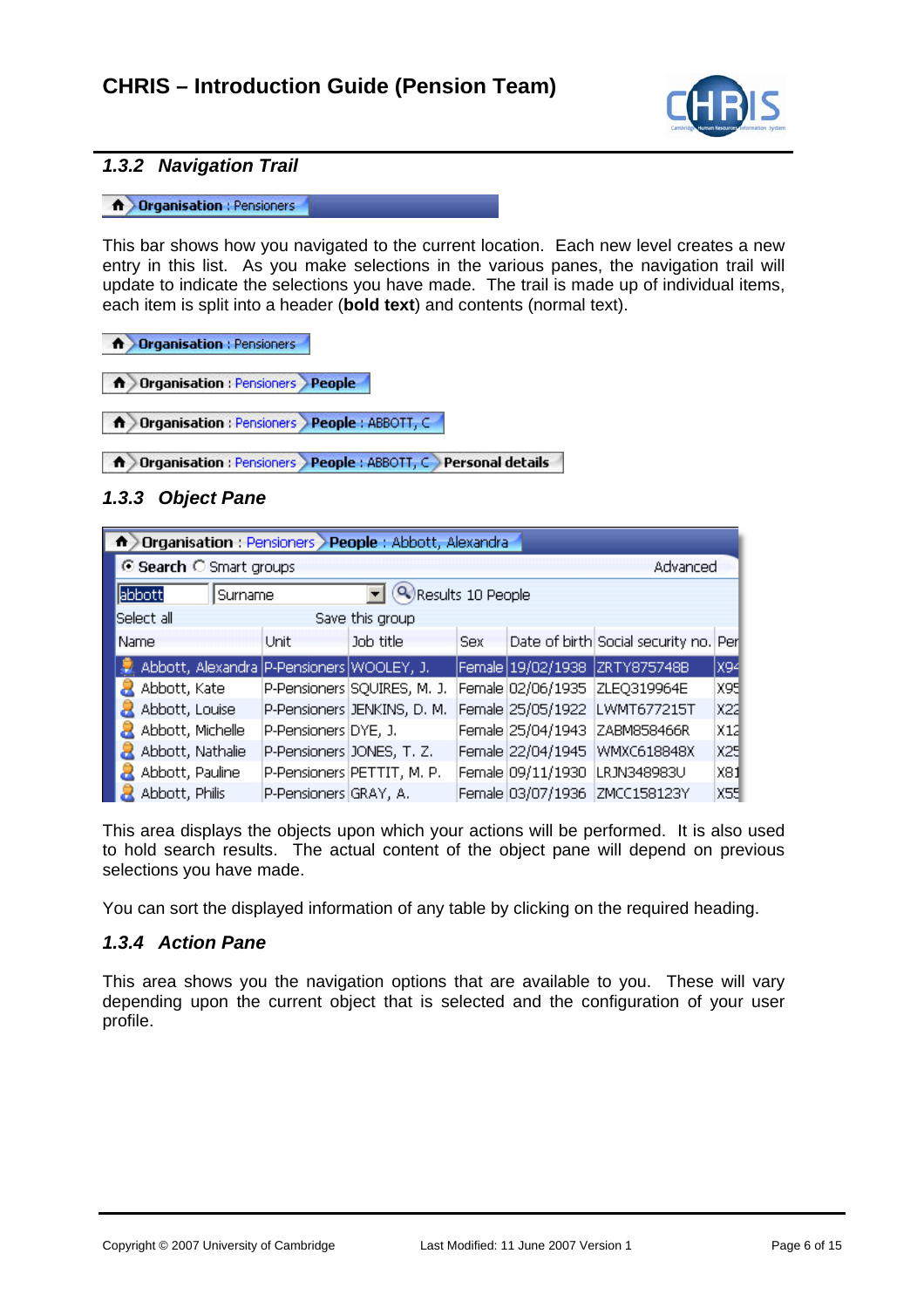### 1.3.2 Navigation Trail

This bar shows how you navigated to the current location. Each new level creates a new entry in this list. As you make selections in the various panes, the navigation trail will update to indicate the selections you have made. The trail is made up of individual items, each item is split into a header (**bold text**) and contents (normal text).

### 1.3.3 Object Pane

This area displays the objects upon which your actions will be performed. It is also used to hold search results. The actual content of the object pane will depend on previous selections you have made.

You can sort the displayed information of any table by clicking on the required heading.

### 1.3.4 Action Pane

This area shows you the navigation options that are available to you. These will vary depending upon the current object that is selected and the configuration of your user profile.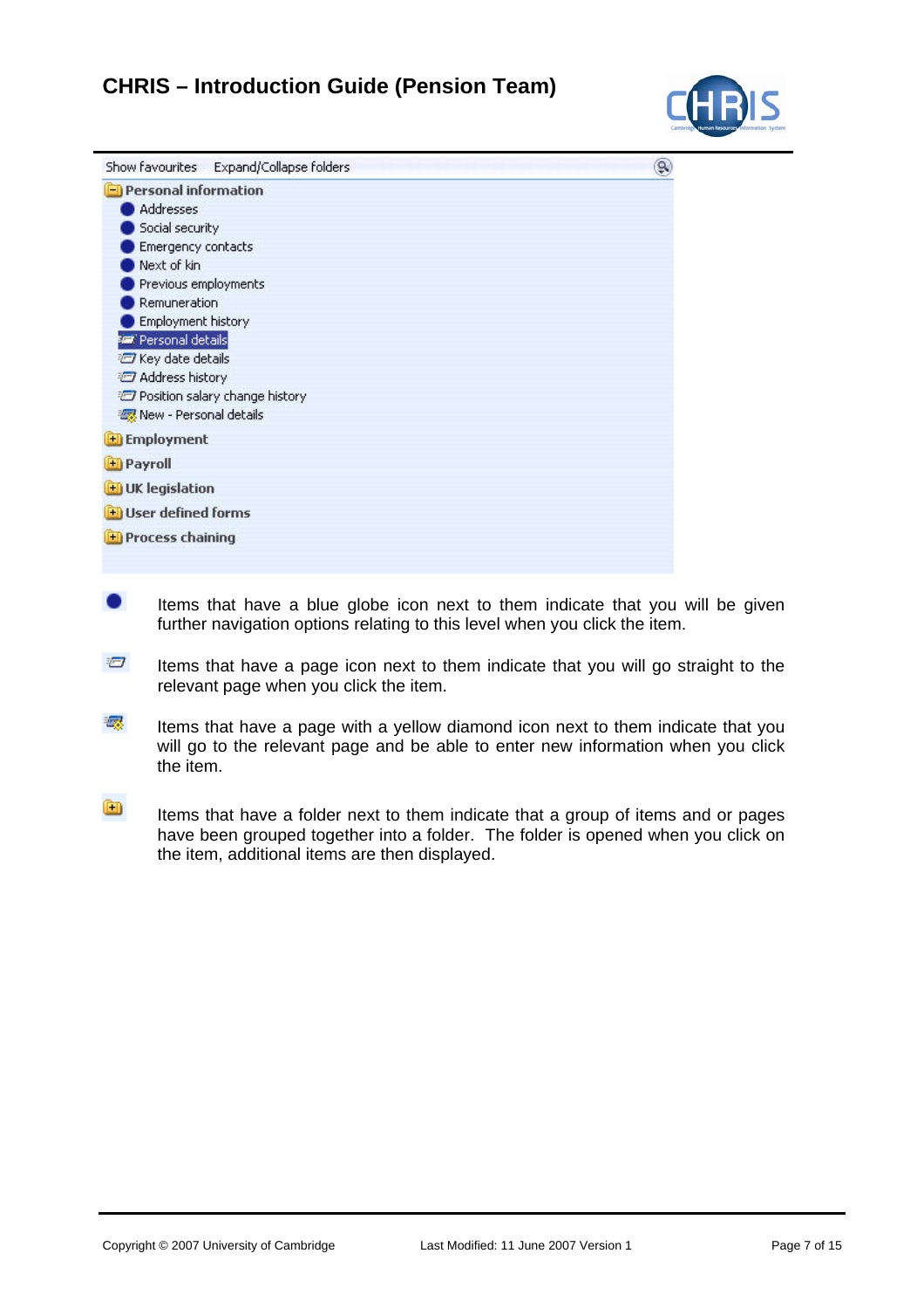Show favourites Expand/Collapse folders

Personal information
- Addresses
- Social security
- Emergency contacts
- Next of kin
- Previous employments
- Remuneration
- Employment history
- Personal details
- Key date details
- Address history
- Position salary change history
- New - Personal details

Employment

Payroll

UK legislation

User defined forms

Process chaining

Items that have a blue globe icon next to them indicate that you will be given further navigation options relating to this level when you click the item.

Items that have a page icon next to them indicate that you will go straight to the relevant page when you click the item.

Items that have a page with a yellow diamond icon next to them indicate that you will go to the relevant page and be able to enter new information when you click the item.

Items that have a folder next to them indicate that a group of items and or pages have been grouped together into a folder. The folder is opened when you click on the item, additional items are then displayed.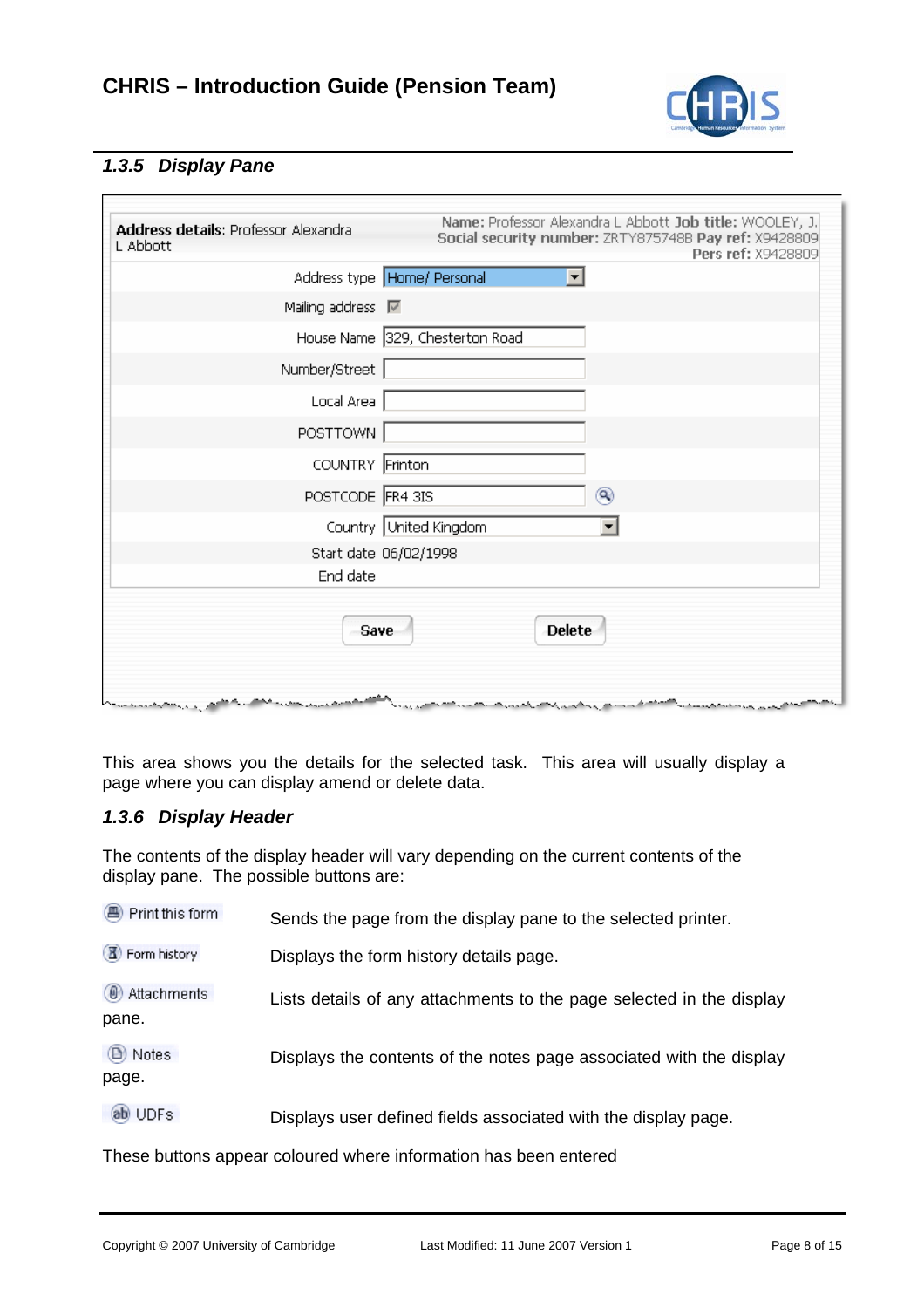### 1.3.5 Display Pane

This area shows you the details for the selected task. This area will usually display a page where you can display amend or delete data.

### 1.3.6 Display Header

The contents of the display header will vary depending on the current contents of the display pane. The possible buttons are:

| | |
|---|---|
| Print this form | Sends the page from the display pane to the selected printer. |
| Form history | Displays the form history details page. |
| Attachments | Lists details of any attachments to the page selected in the display pane. |
| Notes | Displays the contents of the notes page associated with the display page. |
| UDFs | Displays user defined fields associated with the display page. |

These buttons appear coloured where information has been entered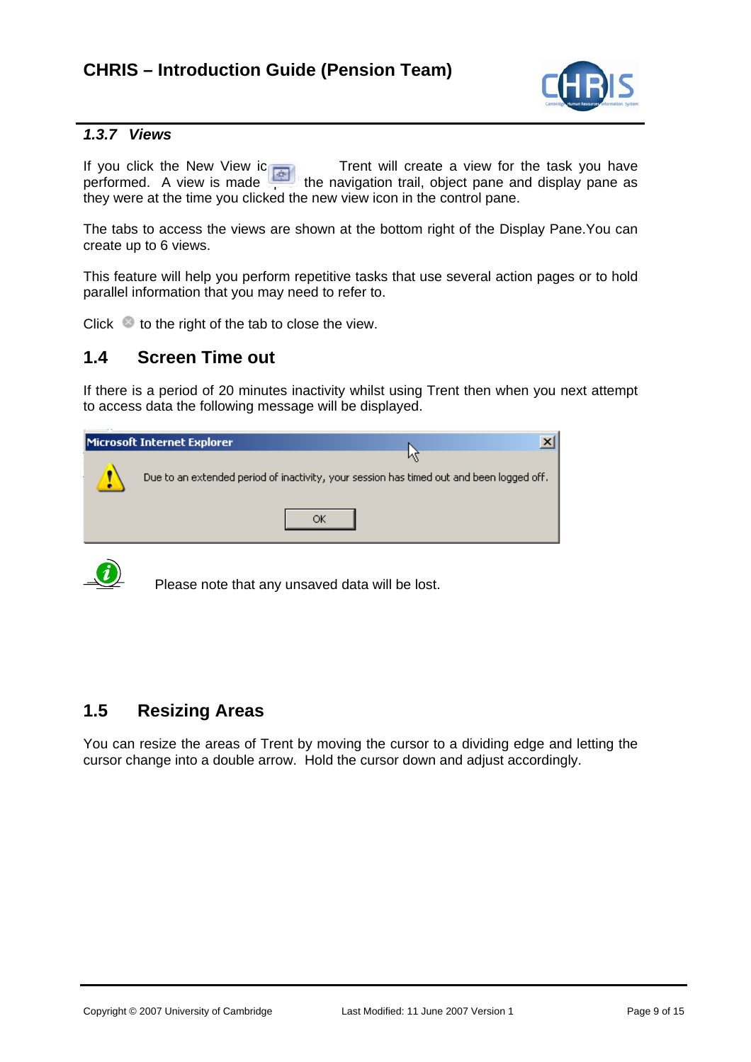### 1.3.7 Views

If you click the New View icon Trent will create a view for the task you have performed. A view is made of the navigation trail, object pane and display pane as they were at the time you clicked the new view icon in the control pane.

The tabs to access the views are shown at the bottom right of the Display Pane. You can create up to 6 views.

This feature will help you perform repetitive tasks that use several action pages or to hold parallel information that you may need to refer to.

Click to the right of the tab to close the view.

## 1.4 Screen Time out

If there is a period of 20 minutes inactivity whilst using Trent then when you next attempt to access data the following message will be displayed.

Microsoft Internet Explorer

Due to an extended period of inactivity, your session has timed out and been logged off.

OK

Please note that any unsaved data will be lost.

## 1.5 Resizing Areas

You can resize the areas of Trent by moving the cursor to a dividing edge and letting the cursor change into a double arrow. Hold the cursor down and adjust accordingly.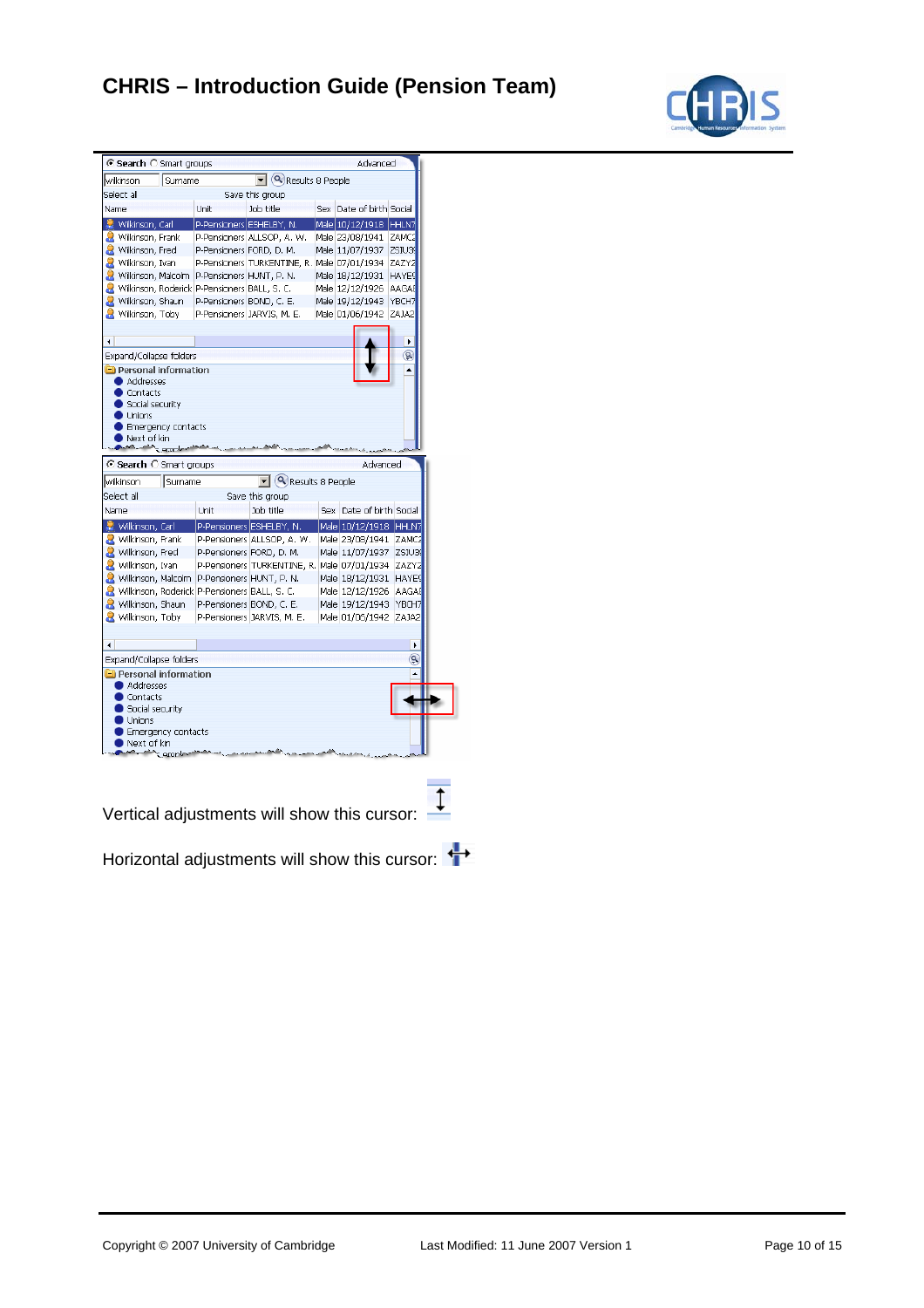Vertical adjustments will show this cursor:

Horizontal adjustments will show this cursor: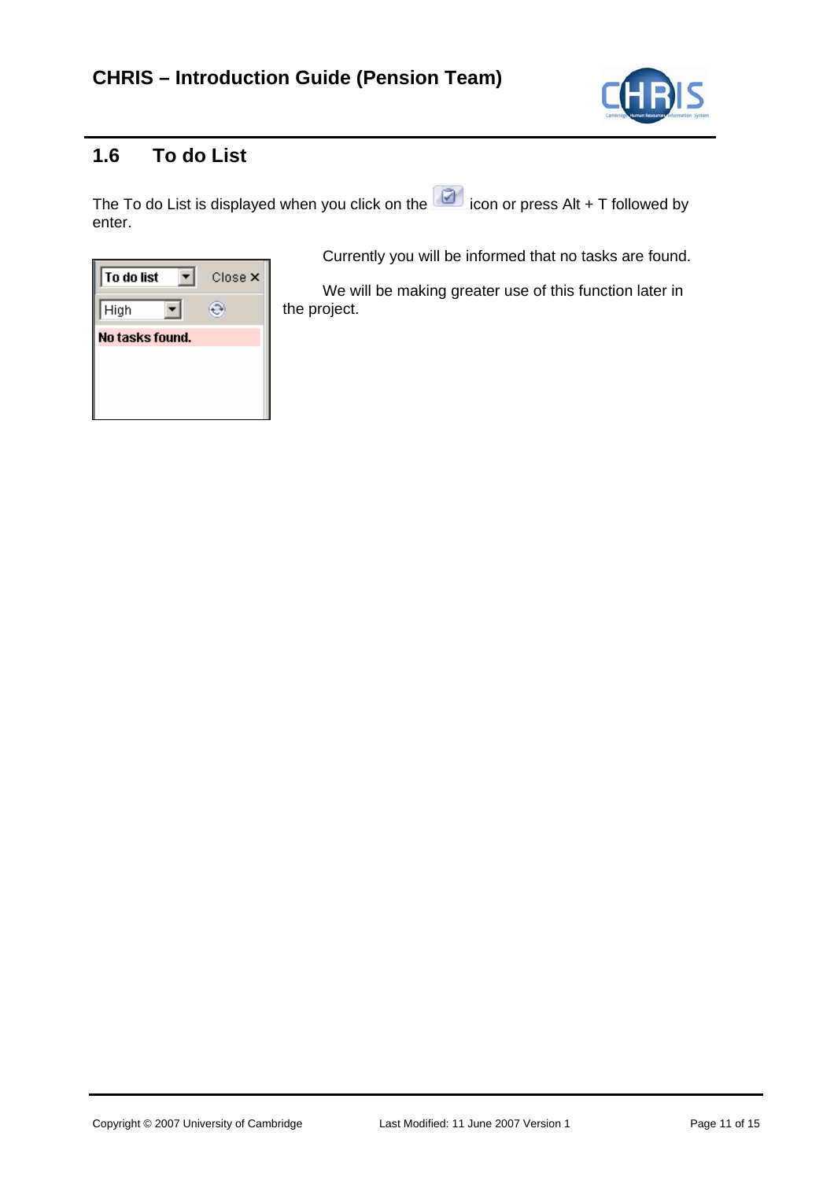## 1.6 To do List

The To do List is displayed when you click on the icon or press Alt + T followed by enter.

Currently you will be informed that no tasks are found.

We will be making greater use of this function later in the project.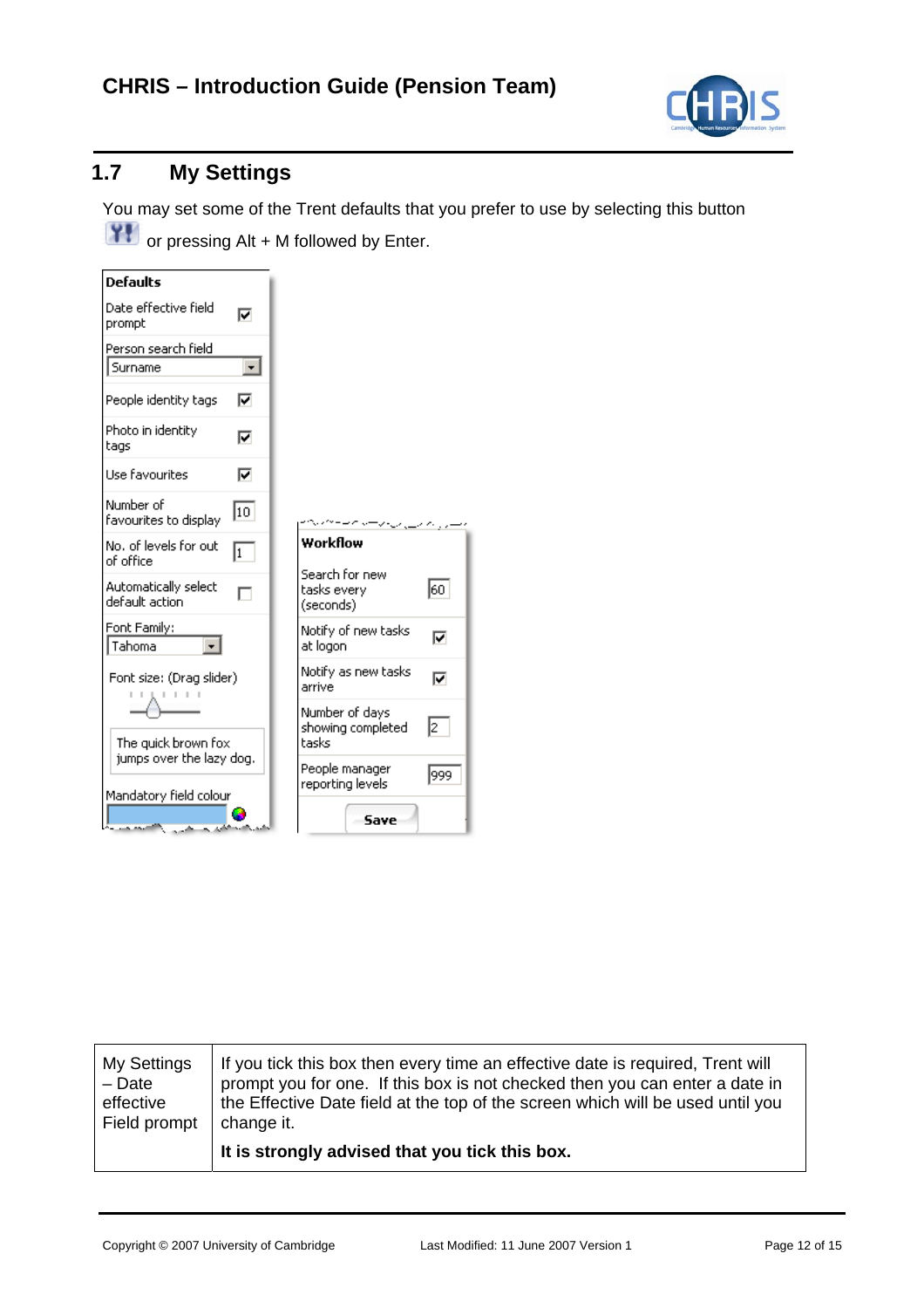## 1.7 My Settings

You may set some of the Trent defaults that you prefer to use by selecting this button or pressing Alt + M followed by Enter.

**Defaults**

Date effective field prompt ☑

Person search field: Surname

People identity tags ☑

Photo in identity tags ☑

Use favourites ☑

Number of favourites to display: 10

No. of levels for out of office: 1

Automatically select default action ☐

Font Family: Tahoma

Font size: (Drag slider)

The quick brown fox jumps over the lazy dog.

Mandatory field colour

**Workflow**

Search for new tasks every (seconds): 60

Notify of new tasks at logon ☑

Notify as new tasks arrive ☑

Number of days showing completed tasks: 2

People manager reporting levels: 999

Save

| | |
|---|---|
| My Settings – Date effective Field prompt | If you tick this box then every time an effective date is required, Trent will prompt you for one. If this box is not checked then you can enter a date in the Effective Date field at the top of the screen which will be used until you change it.<br><br>**It is strongly advised that you tick this box.** |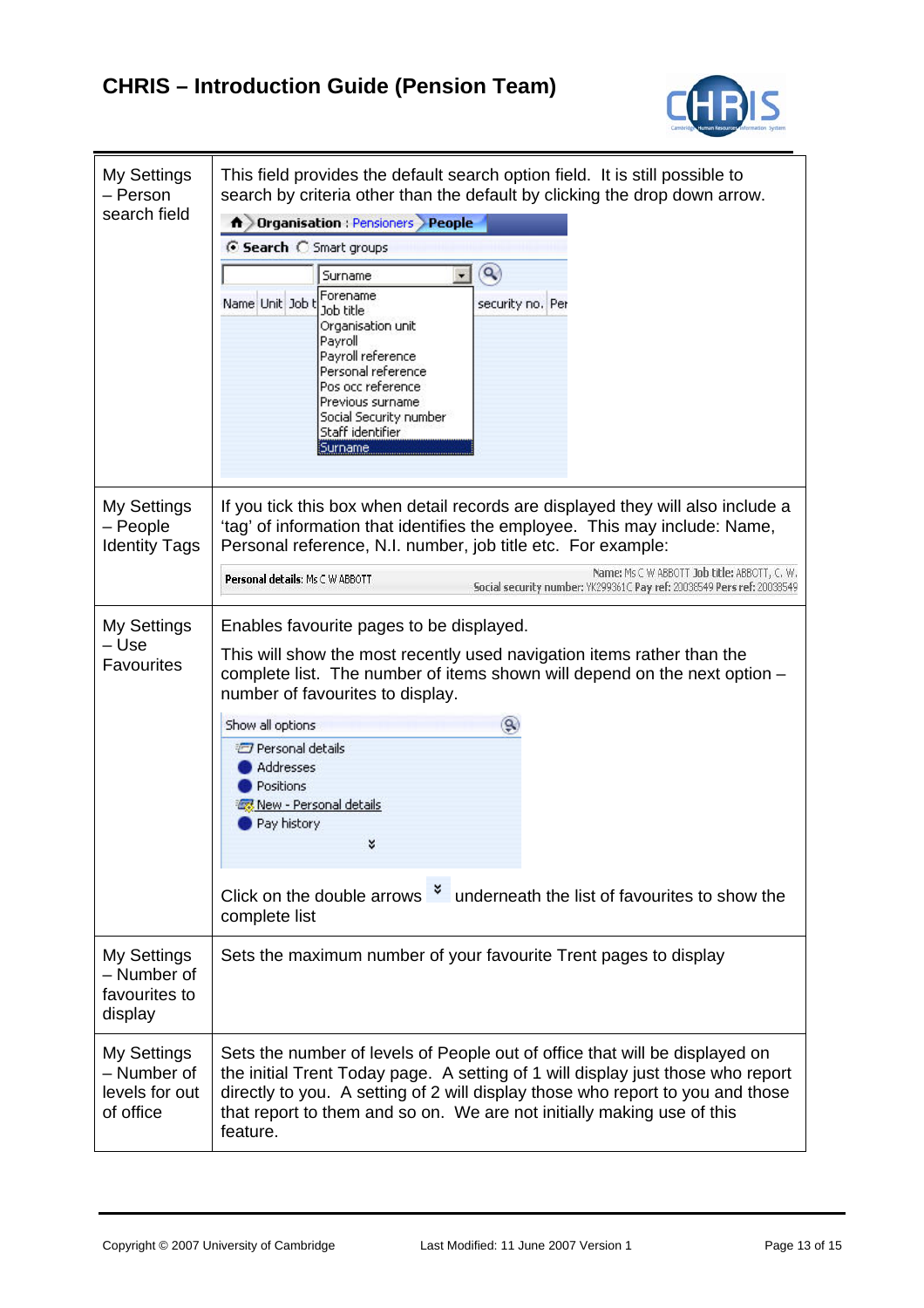| | |
|---|---|
| My Settings – Person search field | This field provides the default search option field. It is still possible to search by criteria other than the default by clicking the drop down arrow. |
| My Settings – People Identity Tags | If you tick this box when detail records are displayed they will also include a 'tag' of information that identifies the employee. This may include: Name, Personal reference, N.I. number, job title etc. For example: |
| My Settings – Use Favourites | Enables favourite pages to be displayed.<br><br>This will show the most recently used navigation items rather than the complete list. The number of items shown will depend on the next option – number of favourites to display.<br><br>Click on the double arrows underneath the list of favourites to show the complete list |
| My Settings – Number of favourites to display | Sets the maximum number of your favourite Trent pages to display |
| My Settings – Number of levels for out of office | Sets the number of levels of People out of office that will be displayed on the initial Trent Today page. A setting of 1 will display just those who report directly to you. A setting of 2 will display those who report to you and those that report to them and so on. We are not initially making use of this feature. |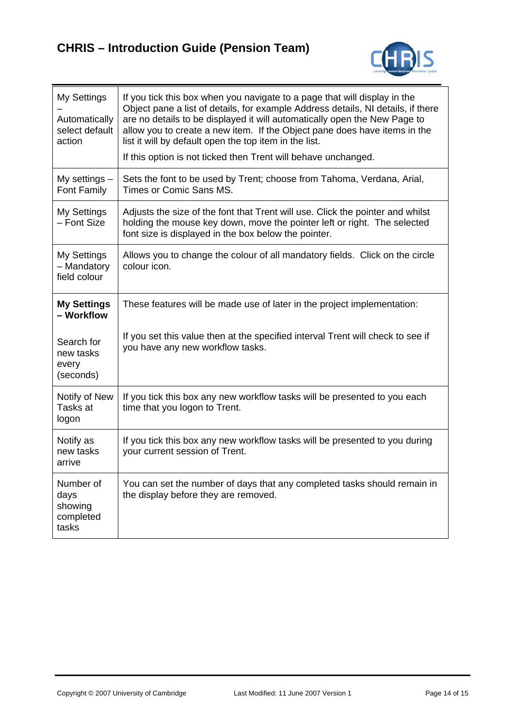| | |
|---|---|
| My Settings – Automatically select default action | If you tick this box when you navigate to a page that will display in the Object pane a list of details, for example Address details, NI details, if there are no details to be displayed it will automatically open the New Page to allow you to create a new item. If the Object pane does have items in the list it will by default open the top item in the list.<br><br>If this option is not ticked then Trent will behave unchanged. |
| My settings – Font Family | Sets the font to be used by Trent; choose from Tahoma, Verdana, Arial, Times or Comic Sans MS. |
| My Settings – Font Size | Adjusts the size of the font that Trent will use. Click the pointer and whilst holding the mouse key down, move the pointer left or right. The selected font size is displayed in the box below the pointer. |
| My Settings – Mandatory field colour | Allows you to change the colour of all mandatory fields. Click on the circle colour icon. |
| **My Settings – Workflow**<br><br>Search for new tasks every (seconds) | These features will be made use of later in the project implementation:<br><br>If you set this value then at the specified interval Trent will check to see if you have any new workflow tasks. |
| Notify of New Tasks at logon | If you tick this box any new workflow tasks will be presented to you each time that you logon to Trent. |
| Notify as new tasks arrive | If you tick this box any new workflow tasks will be presented to you during your current session of Trent. |
| Number of days showing completed tasks | You can set the number of days that any completed tasks should remain in the display before they are removed. |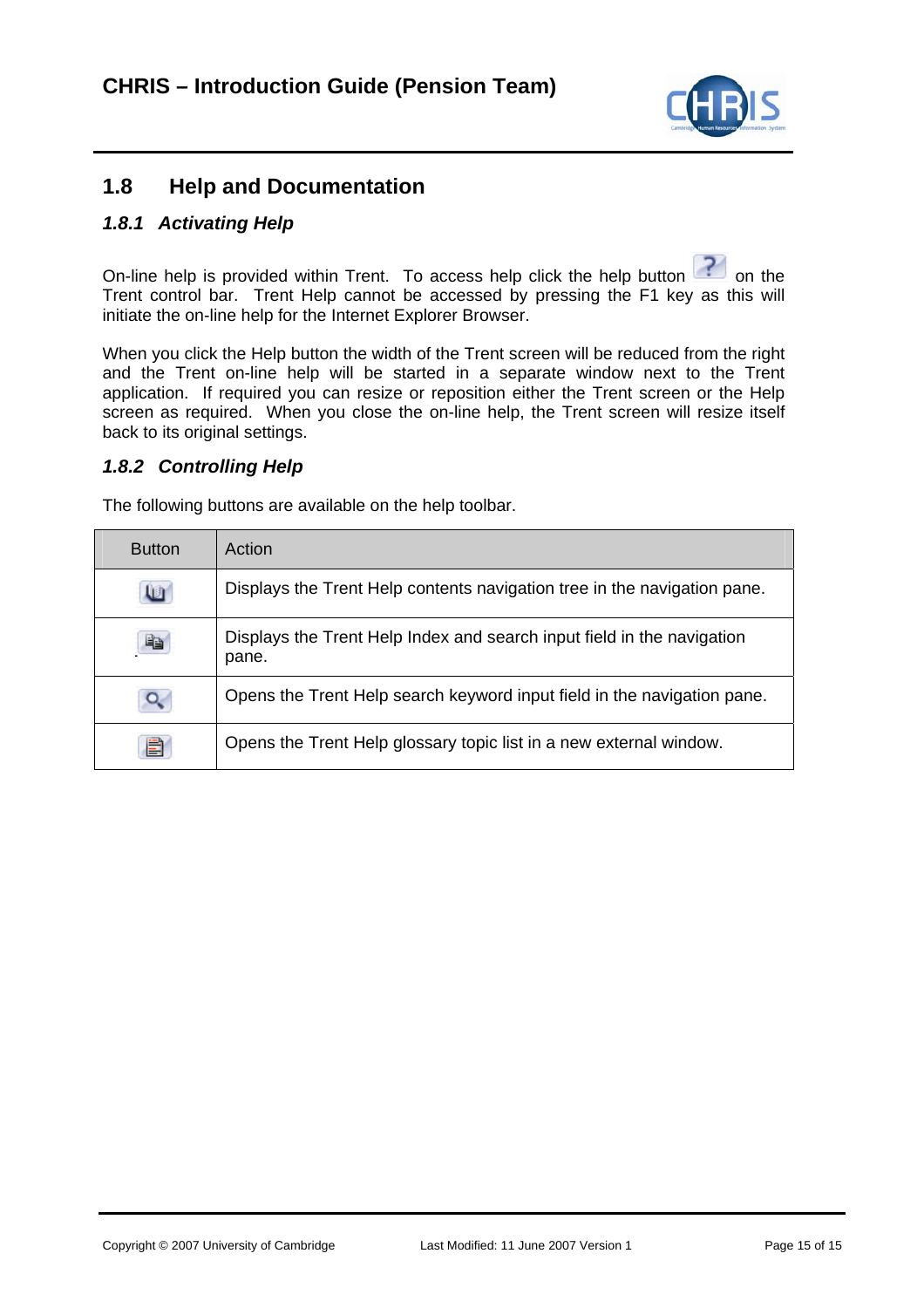## 1.8 Help and Documentation

### *1.8.1 Activating Help*

On-line help is provided within Trent. To access help click the help button on the Trent control bar. Trent Help cannot be accessed by pressing the F1 key as this will initiate the on-line help for the Internet Explorer Browser.

When you click the Help button the width of the Trent screen will be reduced from the right and the Trent on-line help will be started in a separate window next to the Trent application. If required you can resize or reposition either the Trent screen or the Help screen as required. When you close the on-line help, the Trent screen will resize itself back to its original settings.

### *1.8.2 Controlling Help*

The following buttons are available on the help toolbar.

| Button | Action |
|---|---|
| | Displays the Trent Help contents navigation tree in the navigation pane. |
| | Displays the Trent Help Index and search input field in the navigation pane. |
| | Opens the Trent Help search keyword input field in the navigation pane. |
| | Opens the Trent Help glossary topic list in a new external window. |